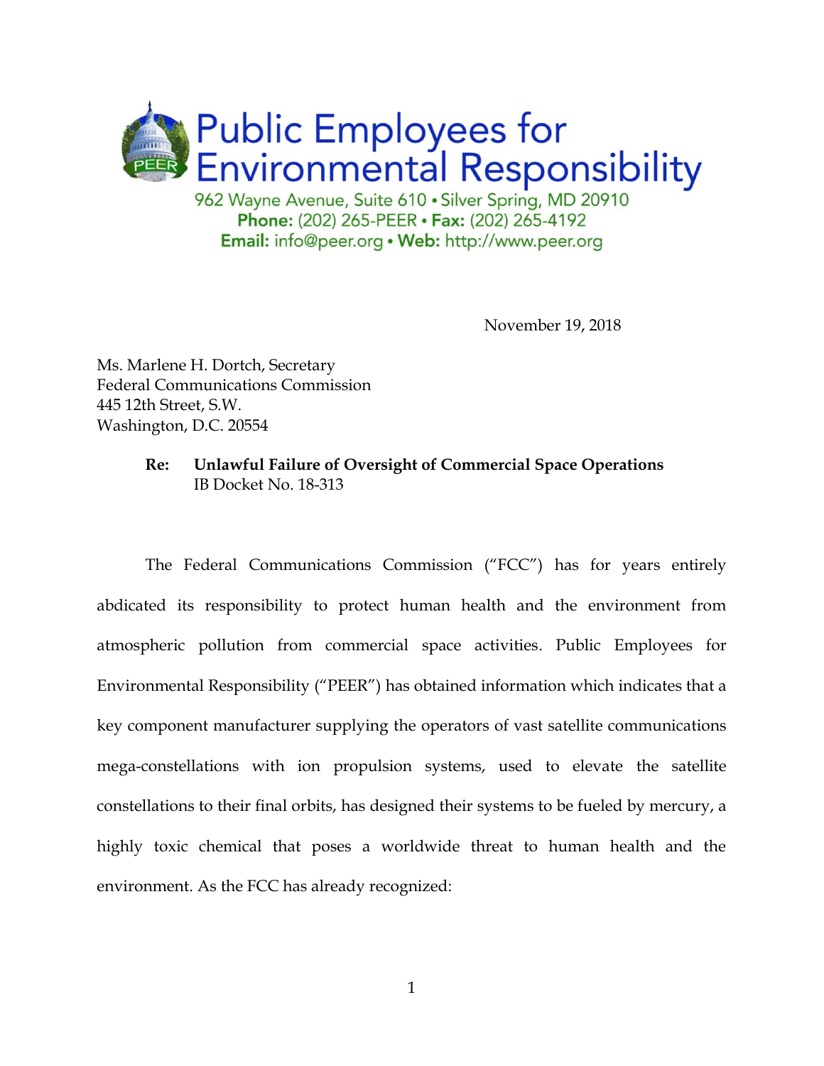# Public Employees for Environmental Responsibility

962 Wayne Avenue, Suite 610 • Silver Spring, MD 20910
**Phone:** (202) 265-PEER • **Fax:** (202) 265-4192
**Email:** info@peer.org • **Web:** http://www.peer.org

November 19, 2018

Ms. Marlene H. Dortch, Secretary
Federal Communications Commission
445 12th Street, S.W.
Washington, D.C. 20554

**Re: Unlawful Failure of Oversight of Commercial Space Operations**
IB Docket No. 18-313

The Federal Communications Commission ("FCC") has for years entirely abdicated its responsibility to protect human health and the environment from atmospheric pollution from commercial space activities. Public Employees for Environmental Responsibility ("PEER") has obtained information which indicates that a key component manufacturer supplying the operators of vast satellite communications mega-constellations with ion propulsion systems, used to elevate the satellite constellations to their final orbits, has designed their systems to be fueled by mercury, a highly toxic chemical that poses a worldwide threat to human health and the environment. As the FCC has already recognized: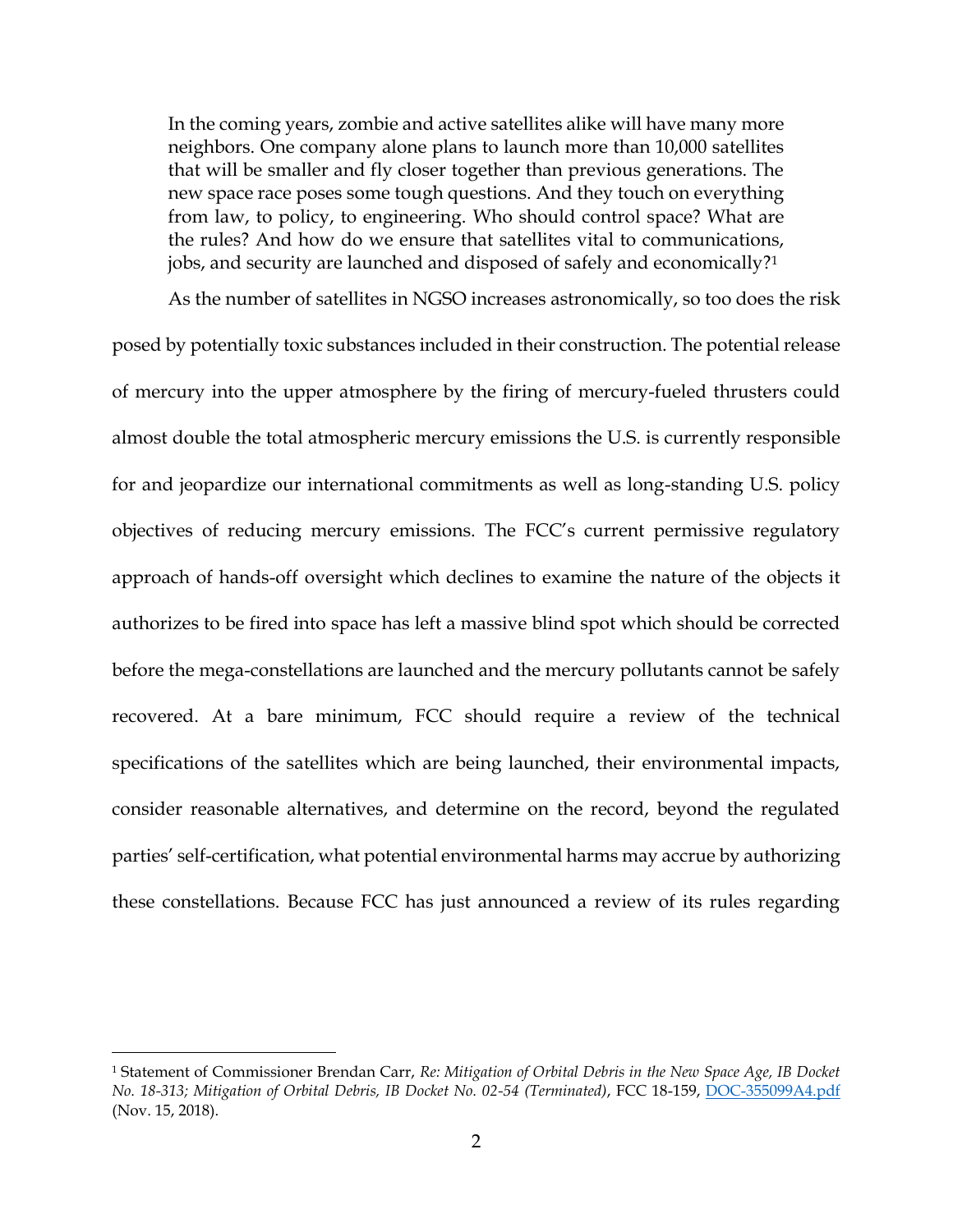> In the coming years, zombie and active satellites alike will have many more neighbors. One company alone plans to launch more than 10,000 satellites that will be smaller and fly closer together than previous generations. The new space race poses some tough questions. And they touch on everything from law, to policy, to engineering. Who should control space? What are the rules? And how do we ensure that satellites vital to communications, jobs, and security are launched and disposed of safely and economically?[1]

As the number of satellites in NGSO increases astronomically, so too does the risk posed by potentially toxic substances included in their construction. The potential release of mercury into the upper atmosphere by the firing of mercury-fueled thrusters could almost double the total atmospheric mercury emissions the U.S. is currently responsible for and jeopardize our international commitments as well as long-standing U.S. policy objectives of reducing mercury emissions. The FCC's current permissive regulatory approach of hands-off oversight which declines to examine the nature of the objects it authorizes to be fired into space has left a massive blind spot which should be corrected before the mega-constellations are launched and the mercury pollutants cannot be safely recovered. At a bare minimum, FCC should require a review of the technical specifications of the satellites which are being launched, their environmental impacts, consider reasonable alternatives, and determine on the record, beyond the regulated parties' self-certification, what potential environmental harms may accrue by authorizing these constellations. Because FCC has just announced a review of its rules regarding

---

[1] Statement of Commissioner Brendan Carr, *Re: Mitigation of Orbital Debris in the New Space Age, IB Docket No. 18-313; Mitigation of Orbital Debris, IB Docket No. 02-54 (Terminated)*, FCC 18-159, DOC-355099A4.pdf (Nov. 15, 2018).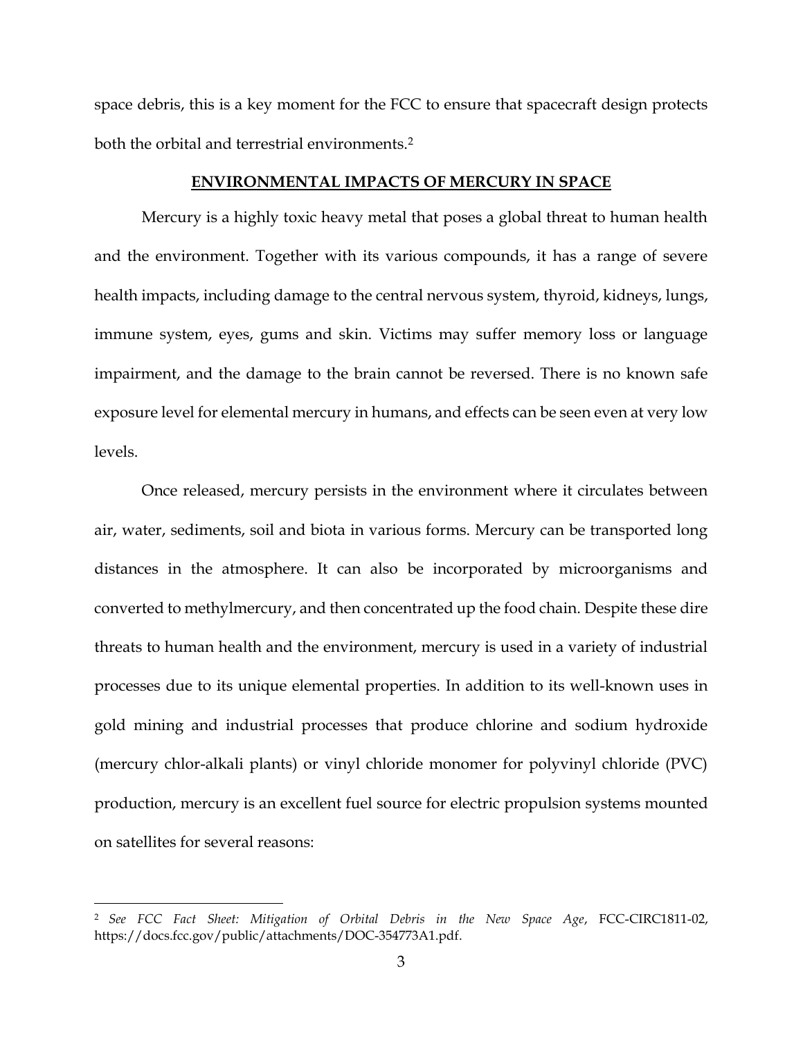space debris, this is a key moment for the FCC to ensure that spacecraft design protects both the orbital and terrestrial environments.[2]

## ENVIRONMENTAL IMPACTS OF MERCURY IN SPACE

Mercury is a highly toxic heavy metal that poses a global threat to human health and the environment. Together with its various compounds, it has a range of severe health impacts, including damage to the central nervous system, thyroid, kidneys, lungs, immune system, eyes, gums and skin. Victims may suffer memory loss or language impairment, and the damage to the brain cannot be reversed. There is no known safe exposure level for elemental mercury in humans, and effects can be seen even at very low levels.

Once released, mercury persists in the environment where it circulates between air, water, sediments, soil and biota in various forms. Mercury can be transported long distances in the atmosphere. It can also be incorporated by microorganisms and converted to methylmercury, and then concentrated up the food chain. Despite these dire threats to human health and the environment, mercury is used in a variety of industrial processes due to its unique elemental properties. In addition to its well-known uses in gold mining and industrial processes that produce chlorine and sodium hydroxide (mercury chlor-alkali plants) or vinyl chloride monomer for polyvinyl chloride (PVC) production, mercury is an excellent fuel source for electric propulsion systems mounted on satellites for several reasons:

---

[2] *See FCC Fact Sheet: Mitigation of Orbital Debris in the New Space Age*, FCC-CIRC1811-02, https://docs.fcc.gov/public/attachments/DOC-354773A1.pdf.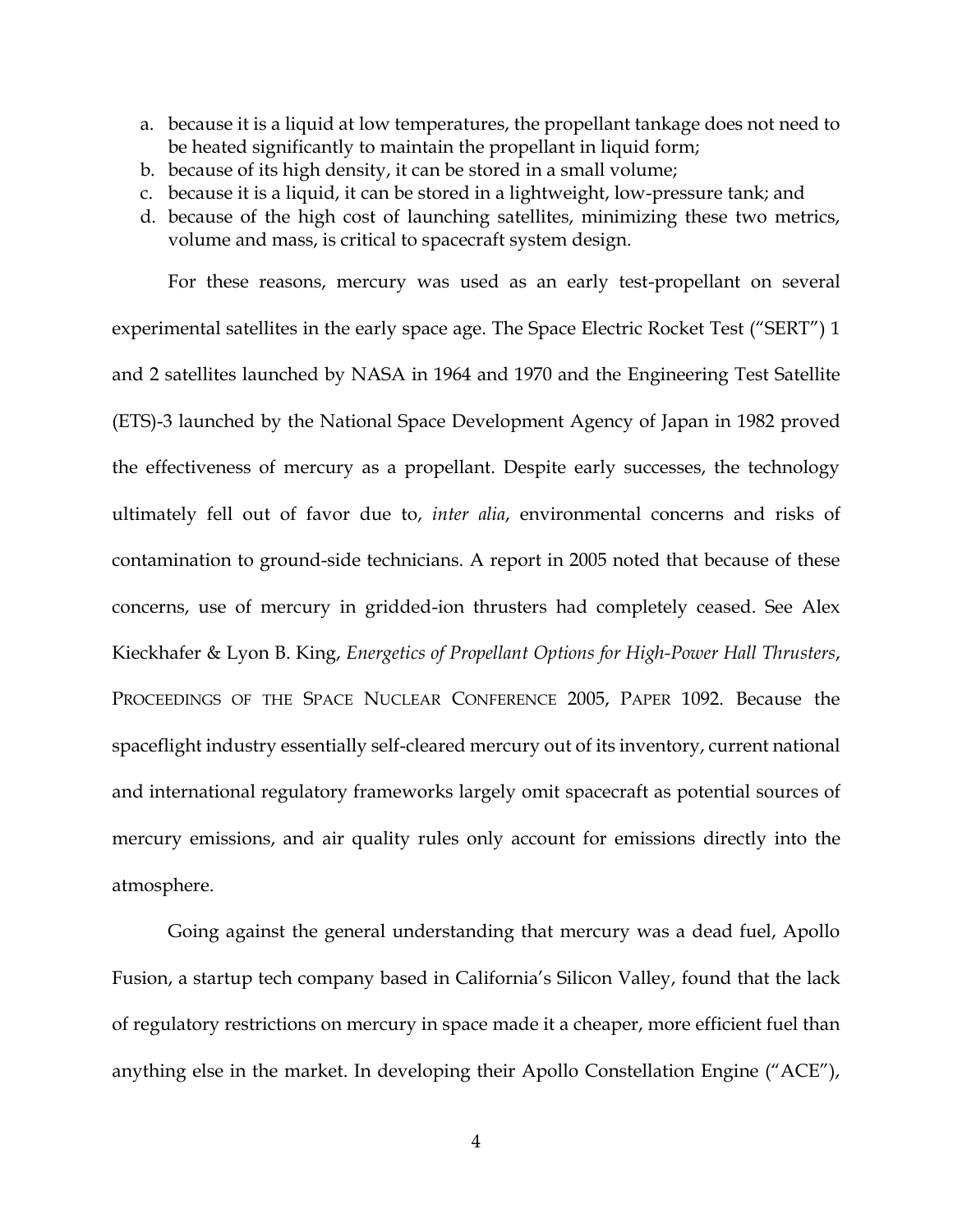a. because it is a liquid at low temperatures, the propellant tankage does not need to be heated significantly to maintain the propellant in liquid form;
b. because of its high density, it can be stored in a small volume;
c. because it is a liquid, it can be stored in a lightweight, low-pressure tank; and
d. because of the high cost of launching satellites, minimizing these two metrics, volume and mass, is critical to spacecraft system design.

For these reasons, mercury was used as an early test-propellant on several experimental satellites in the early space age. The Space Electric Rocket Test ("SERT") 1 and 2 satellites launched by NASA in 1964 and 1970 and the Engineering Test Satellite (ETS)-3 launched by the National Space Development Agency of Japan in 1982 proved the effectiveness of mercury as a propellant. Despite early successes, the technology ultimately fell out of favor due to, *inter alia*, environmental concerns and risks of contamination to ground-side technicians. A report in 2005 noted that because of these concerns, use of mercury in gridded-ion thrusters had completely ceased. See Alex Kieckhafer & Lyon B. King, *Energetics of Propellant Options for High-Power Hall Thrusters*, PROCEEDINGS OF THE SPACE NUCLEAR CONFERENCE 2005, PAPER 1092. Because the spaceflight industry essentially self-cleared mercury out of its inventory, current national and international regulatory frameworks largely omit spacecraft as potential sources of mercury emissions, and air quality rules only account for emissions directly into the atmosphere.

Going against the general understanding that mercury was a dead fuel, Apollo Fusion, a startup tech company based in California's Silicon Valley, found that the lack of regulatory restrictions on mercury in space made it a cheaper, more efficient fuel than anything else in the market. In developing their Apollo Constellation Engine ("ACE"),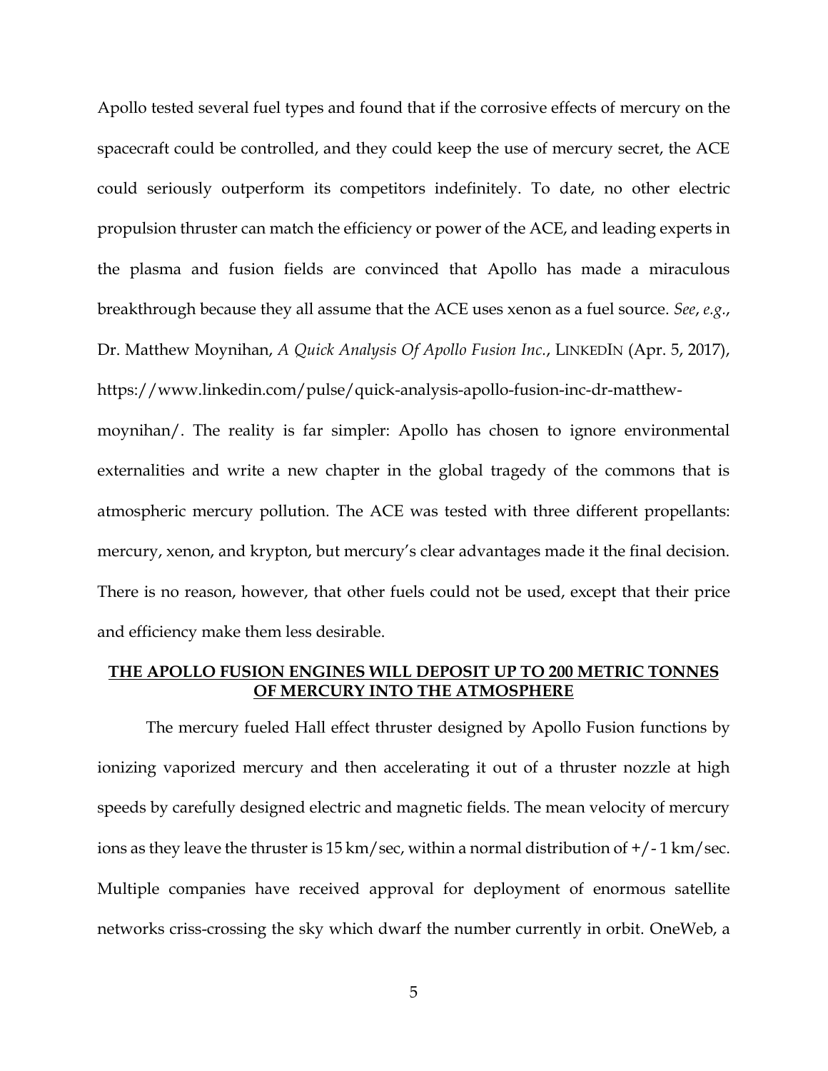Apollo tested several fuel types and found that if the corrosive effects of mercury on the spacecraft could be controlled, and they could keep the use of mercury secret, the ACE could seriously outperform its competitors indefinitely. To date, no other electric propulsion thruster can match the efficiency or power of the ACE, and leading experts in the plasma and fusion fields are convinced that Apollo has made a miraculous breakthrough because they all assume that the ACE uses xenon as a fuel source. *See*, *e.g.*, Dr. Matthew Moynihan, *A Quick Analysis Of Apollo Fusion Inc.*, LINKEDIN (Apr. 5, 2017), https://www.linkedin.com/pulse/quick-analysis-apollo-fusion-inc-dr-matthew-moynihan/. The reality is far simpler: Apollo has chosen to ignore environmental externalities and write a new chapter in the global tragedy of the commons that is atmospheric mercury pollution. The ACE was tested with three different propellants: mercury, xenon, and krypton, but mercury's clear advantages made it the final decision. There is no reason, however, that other fuels could not be used, except that their price and efficiency make them less desirable.

## **THE APOLLO FUSION ENGINES WILL DEPOSIT UP TO 200 METRIC TONNES OF MERCURY INTO THE ATMOSPHERE**

The mercury fueled Hall effect thruster designed by Apollo Fusion functions by ionizing vaporized mercury and then accelerating it out of a thruster nozzle at high speeds by carefully designed electric and magnetic fields. The mean velocity of mercury ions as they leave the thruster is 15 km/sec, within a normal distribution of +/- 1 km/sec. Multiple companies have received approval for deployment of enormous satellite networks criss-crossing the sky which dwarf the number currently in orbit. OneWeb, a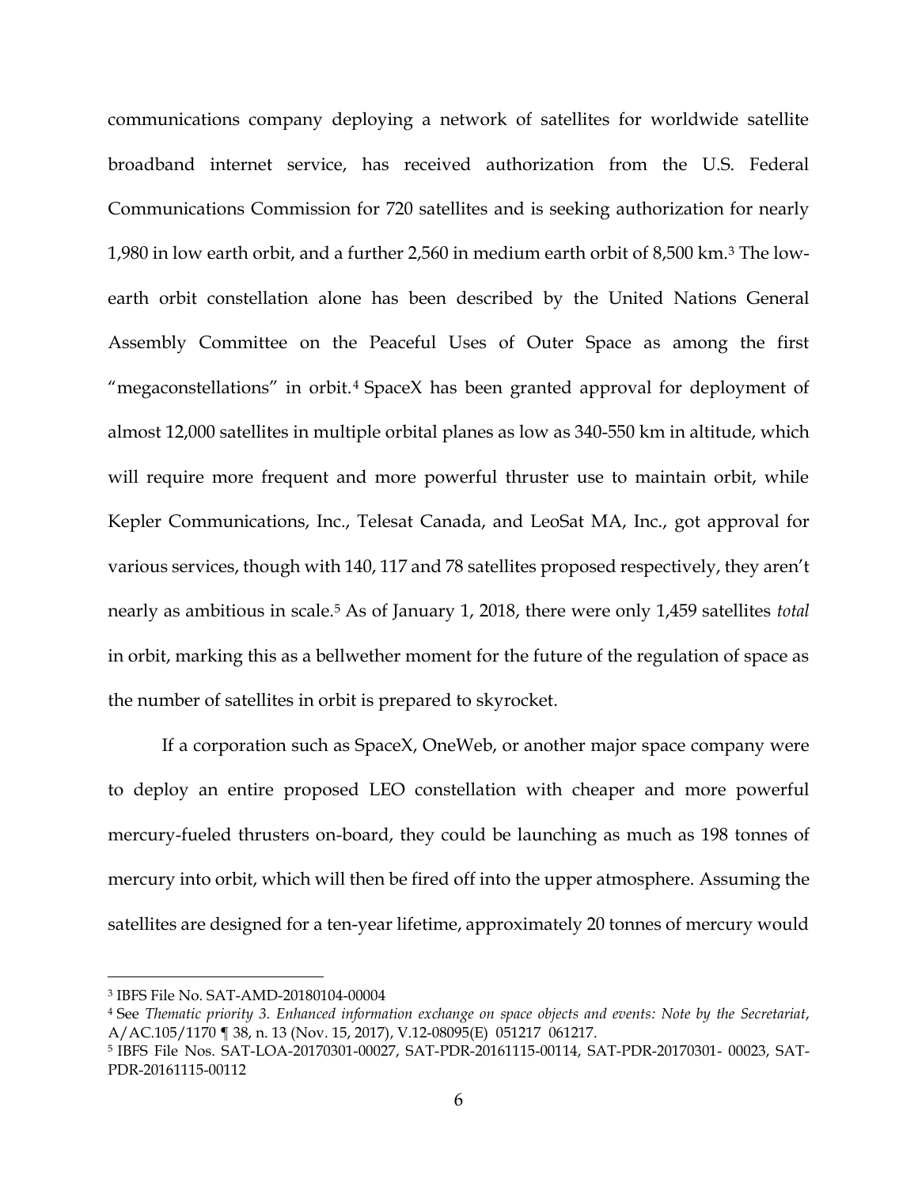communications company deploying a network of satellites for worldwide satellite broadband internet service, has received authorization from the U.S. Federal Communications Commission for 720 satellites and is seeking authorization for nearly 1,980 in low earth orbit, and a further 2,560 in medium earth orbit of 8,500 km.[3] The low-earth orbit constellation alone has been described by the United Nations General Assembly Committee on the Peaceful Uses of Outer Space as among the first "megaconstellations" in orbit.[4] SpaceX has been granted approval for deployment of almost 12,000 satellites in multiple orbital planes as low as 340-550 km in altitude, which will require more frequent and more powerful thruster use to maintain orbit, while Kepler Communications, Inc., Telesat Canada, and LeoSat MA, Inc., got approval for various services, though with 140, 117 and 78 satellites proposed respectively, they aren't nearly as ambitious in scale.[5] As of January 1, 2018, there were only 1,459 satellites *total* in orbit, marking this as a bellwether moment for the future of the regulation of space as the number of satellites in orbit is prepared to skyrocket.

If a corporation such as SpaceX, OneWeb, or another major space company were to deploy an entire proposed LEO constellation with cheaper and more powerful mercury-fueled thrusters on-board, they could be launching as much as 198 tonnes of mercury into orbit, which will then be fired off into the upper atmosphere. Assuming the satellites are designed for a ten-year lifetime, approximately 20 tonnes of mercury would

---

[3] IBFS File No. SAT-AMD-20180104-00004

[4] See *Thematic priority 3. Enhanced information exchange on space objects and events: Note by the Secretariat*, A/AC.105/1170 ¶ 38, n. 13 (Nov. 15, 2017), V.12-08095(E) 051217 061217.

[5] IBFS File Nos. SAT-LOA-20170301-00027, SAT-PDR-20161115-00114, SAT-PDR-20170301- 00023, SAT-PDR-20161115-00112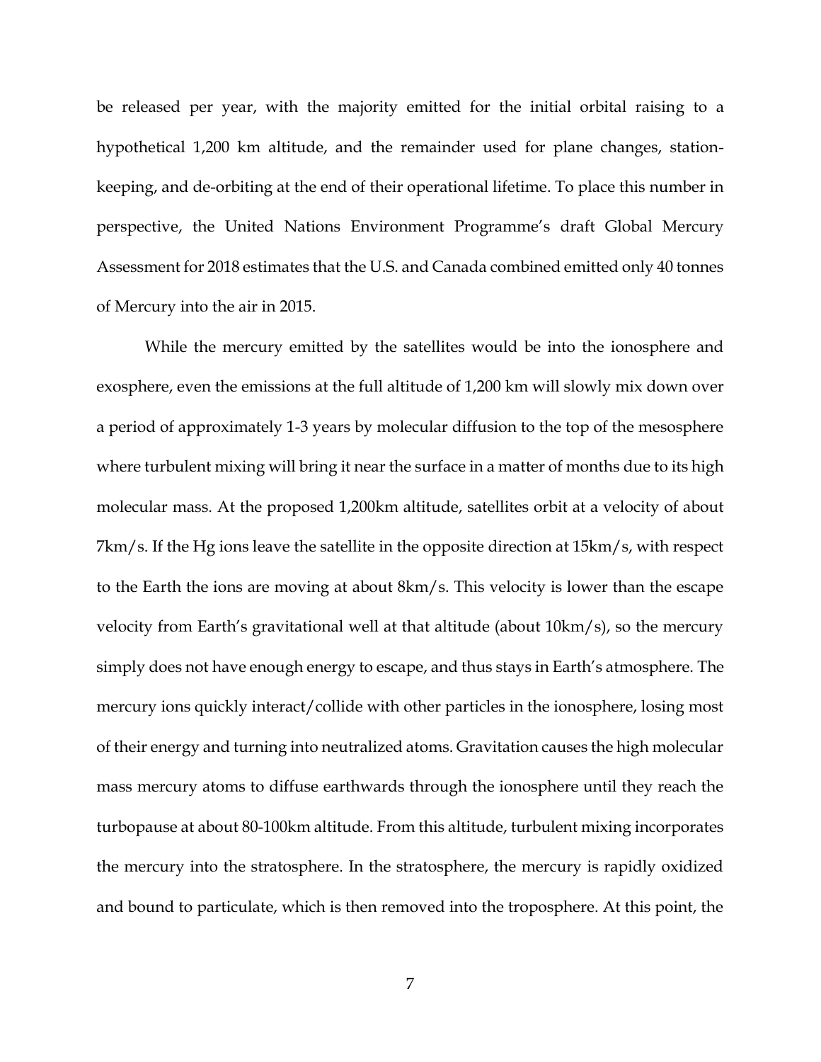be released per year, with the majority emitted for the initial orbital raising to a hypothetical 1,200 km altitude, and the remainder used for plane changes, station-keeping, and de-orbiting at the end of their operational lifetime. To place this number in perspective, the United Nations Environment Programme's draft Global Mercury Assessment for 2018 estimates that the U.S. and Canada combined emitted only 40 tonnes of Mercury into the air in 2015.

While the mercury emitted by the satellites would be into the ionosphere and exosphere, even the emissions at the full altitude of 1,200 km will slowly mix down over a period of approximately 1-3 years by molecular diffusion to the top of the mesosphere where turbulent mixing will bring it near the surface in a matter of months due to its high molecular mass. At the proposed 1,200km altitude, satellites orbit at a velocity of about 7km/s. If the Hg ions leave the satellite in the opposite direction at 15km/s, with respect to the Earth the ions are moving at about 8km/s. This velocity is lower than the escape velocity from Earth's gravitational well at that altitude (about 10km/s), so the mercury simply does not have enough energy to escape, and thus stays in Earth's atmosphere. The mercury ions quickly interact/collide with other particles in the ionosphere, losing most of their energy and turning into neutralized atoms. Gravitation causes the high molecular mass mercury atoms to diffuse earthwards through the ionosphere until they reach the turbopause at about 80-100km altitude. From this altitude, turbulent mixing incorporates the mercury into the stratosphere. In the stratosphere, the mercury is rapidly oxidized and bound to particulate, which is then removed into the troposphere. At this point, the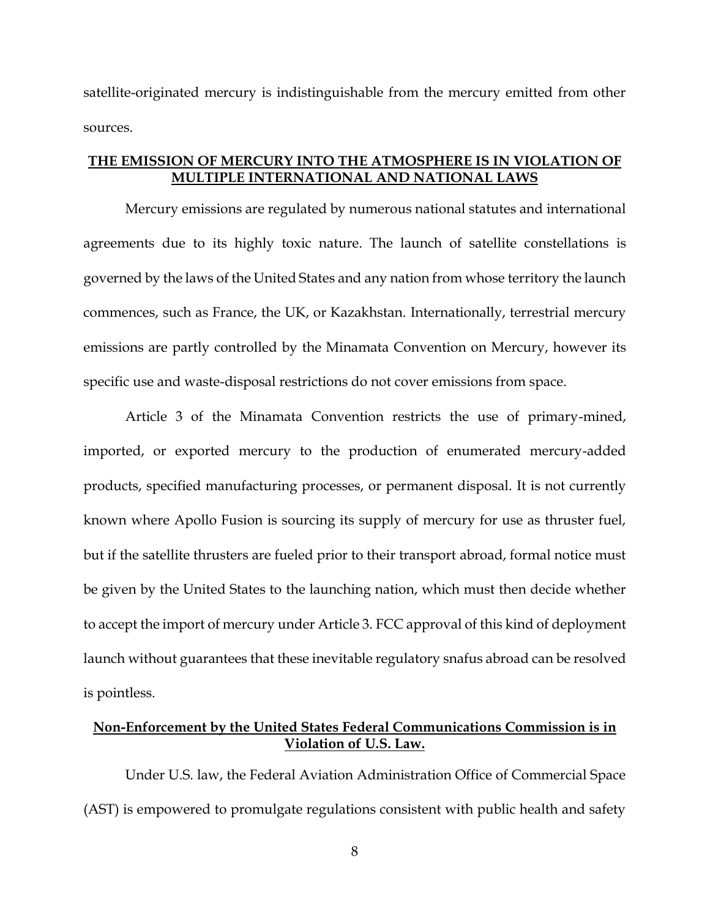satellite-originated mercury is indistinguishable from the mercury emitted from other sources.

## THE EMISSION OF MERCURY INTO THE ATMOSPHERE IS IN VIOLATION OF MULTIPLE INTERNATIONAL AND NATIONAL LAWS

Mercury emissions are regulated by numerous national statutes and international agreements due to its highly toxic nature. The launch of satellite constellations is governed by the laws of the United States and any nation from whose territory the launch commences, such as France, the UK, or Kazakhstan. Internationally, terrestrial mercury emissions are partly controlled by the Minamata Convention on Mercury, however its specific use and waste-disposal restrictions do not cover emissions from space.

Article 3 of the Minamata Convention restricts the use of primary-mined, imported, or exported mercury to the production of enumerated mercury-added products, specified manufacturing processes, or permanent disposal. It is not currently known where Apollo Fusion is sourcing its supply of mercury for use as thruster fuel, but if the satellite thrusters are fueled prior to their transport abroad, formal notice must be given by the United States to the launching nation, which must then decide whether to accept the import of mercury under Article 3. FCC approval of this kind of deployment launch without guarantees that these inevitable regulatory snafus abroad can be resolved is pointless.

## Non-Enforcement by the United States Federal Communications Commission is in Violation of U.S. Law.

Under U.S. law, the Federal Aviation Administration Office of Commercial Space (AST) is empowered to promulgate regulations consistent with public health and safety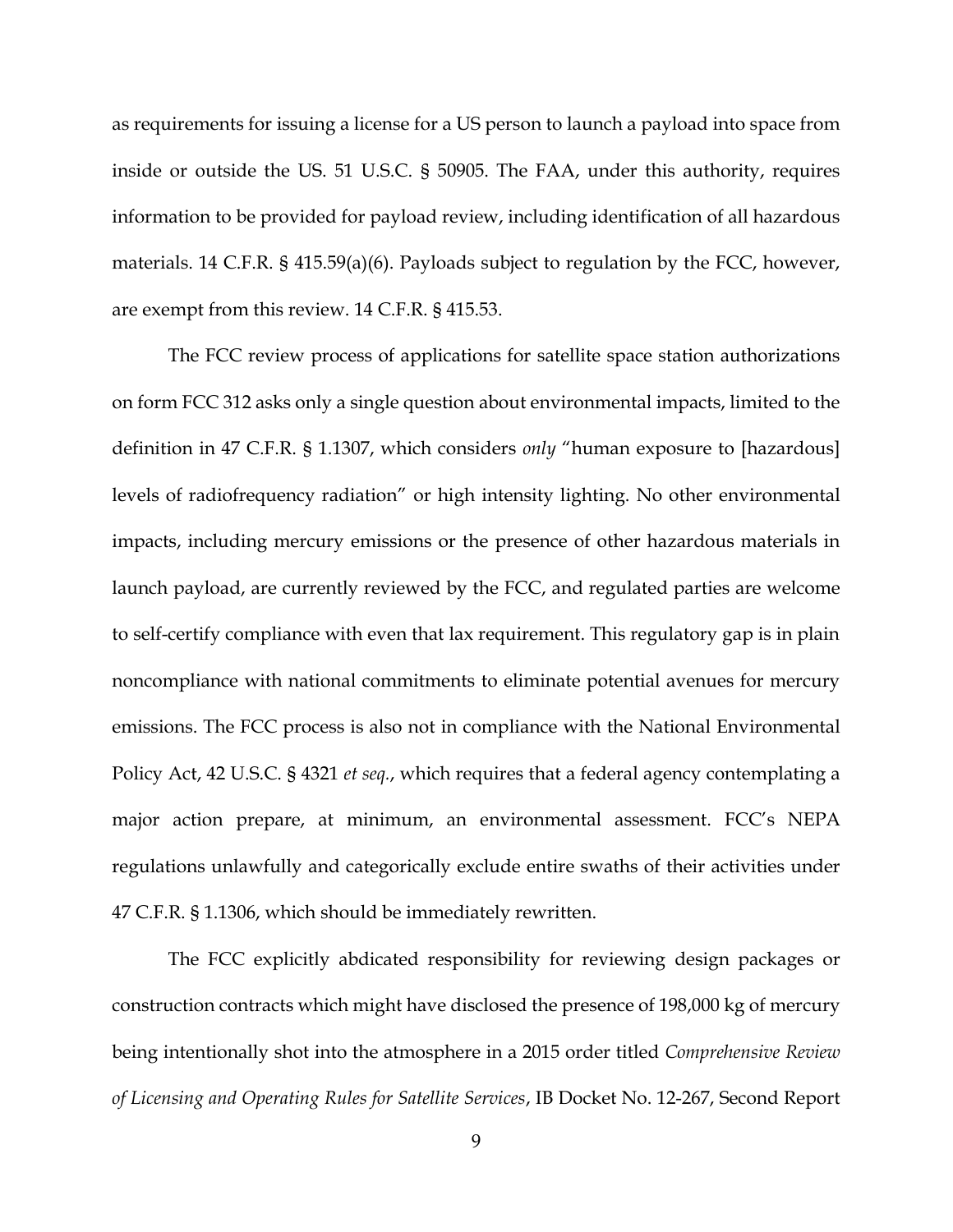as requirements for issuing a license for a US person to launch a payload into space from inside or outside the US. 51 U.S.C. § 50905. The FAA, under this authority, requires information to be provided for payload review, including identification of all hazardous materials. 14 C.F.R. § 415.59(a)(6). Payloads subject to regulation by the FCC, however, are exempt from this review. 14 C.F.R. § 415.53.

The FCC review process of applications for satellite space station authorizations on form FCC 312 asks only a single question about environmental impacts, limited to the definition in 47 C.F.R. § 1.1307, which considers *only* "human exposure to [hazardous] levels of radiofrequency radiation" or high intensity lighting. No other environmental impacts, including mercury emissions or the presence of other hazardous materials in launch payload, are currently reviewed by the FCC, and regulated parties are welcome to self-certify compliance with even that lax requirement. This regulatory gap is in plain noncompliance with national commitments to eliminate potential avenues for mercury emissions. The FCC process is also not in compliance with the National Environmental Policy Act, 42 U.S.C. § 4321 *et seq.*, which requires that a federal agency contemplating a major action prepare, at minimum, an environmental assessment. FCC's NEPA regulations unlawfully and categorically exclude entire swaths of their activities under 47 C.F.R. § 1.1306, which should be immediately rewritten.

The FCC explicitly abdicated responsibility for reviewing design packages or construction contracts which might have disclosed the presence of 198,000 kg of mercury being intentionally shot into the atmosphere in a 2015 order titled *Comprehensive Review of Licensing and Operating Rules for Satellite Services*, IB Docket No. 12-267, Second Report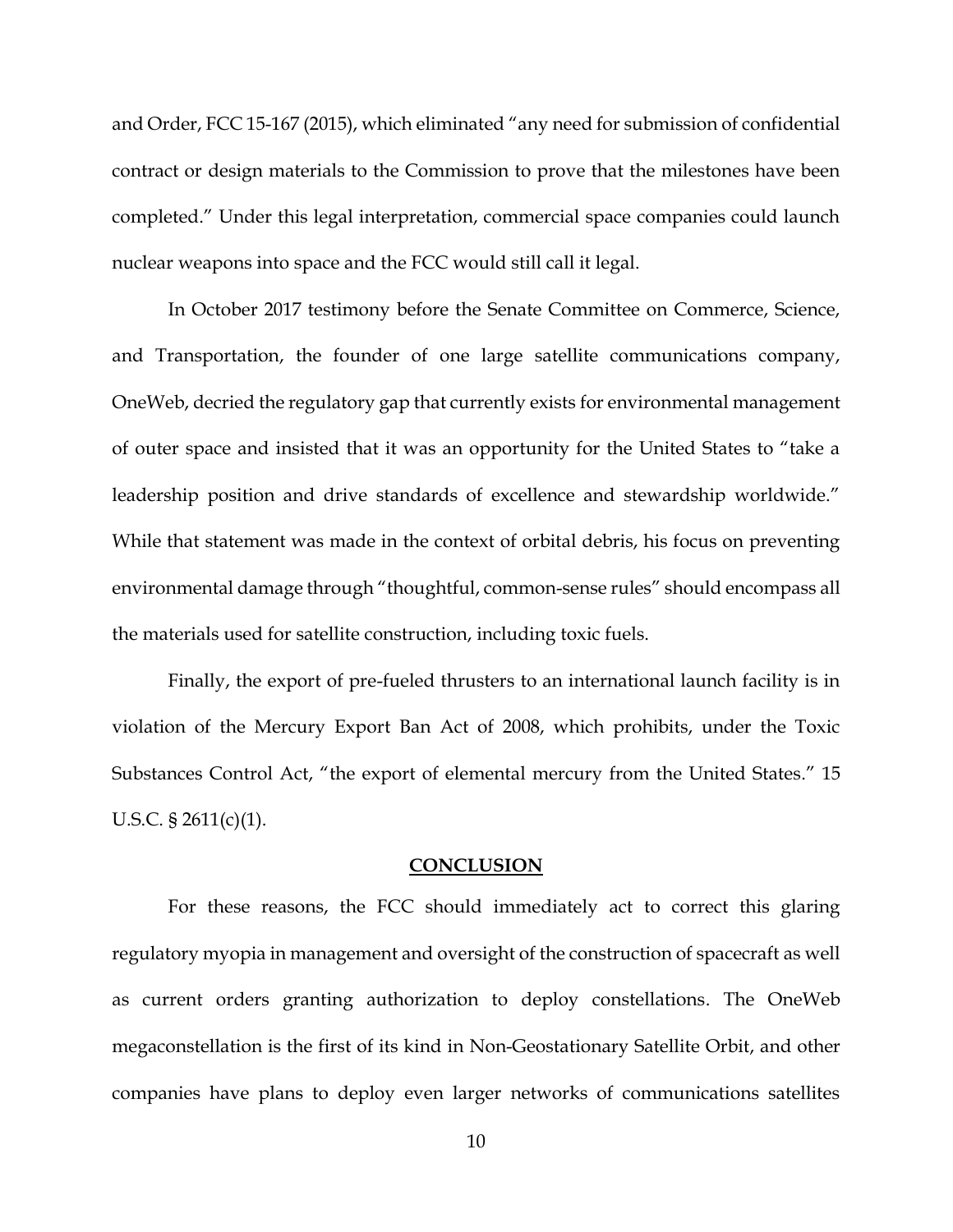and Order, FCC 15-167 (2015), which eliminated "any need for submission of confidential contract or design materials to the Commission to prove that the milestones have been completed." Under this legal interpretation, commercial space companies could launch nuclear weapons into space and the FCC would still call it legal.

In October 2017 testimony before the Senate Committee on Commerce, Science, and Transportation, the founder of one large satellite communications company, OneWeb, decried the regulatory gap that currently exists for environmental management of outer space and insisted that it was an opportunity for the United States to "take a leadership position and drive standards of excellence and stewardship worldwide." While that statement was made in the context of orbital debris, his focus on preventing environmental damage through "thoughtful, common-sense rules" should encompass all the materials used for satellite construction, including toxic fuels.

Finally, the export of pre-fueled thrusters to an international launch facility is in violation of the Mercury Export Ban Act of 2008, which prohibits, under the Toxic Substances Control Act, "the export of elemental mercury from the United States." 15 U.S.C. § 2611(c)(1).

## CONCLUSION

For these reasons, the FCC should immediately act to correct this glaring regulatory myopia in management and oversight of the construction of spacecraft as well as current orders granting authorization to deploy constellations. The OneWeb megaconstellation is the first of its kind in Non-Geostationary Satellite Orbit, and other companies have plans to deploy even larger networks of communications satellites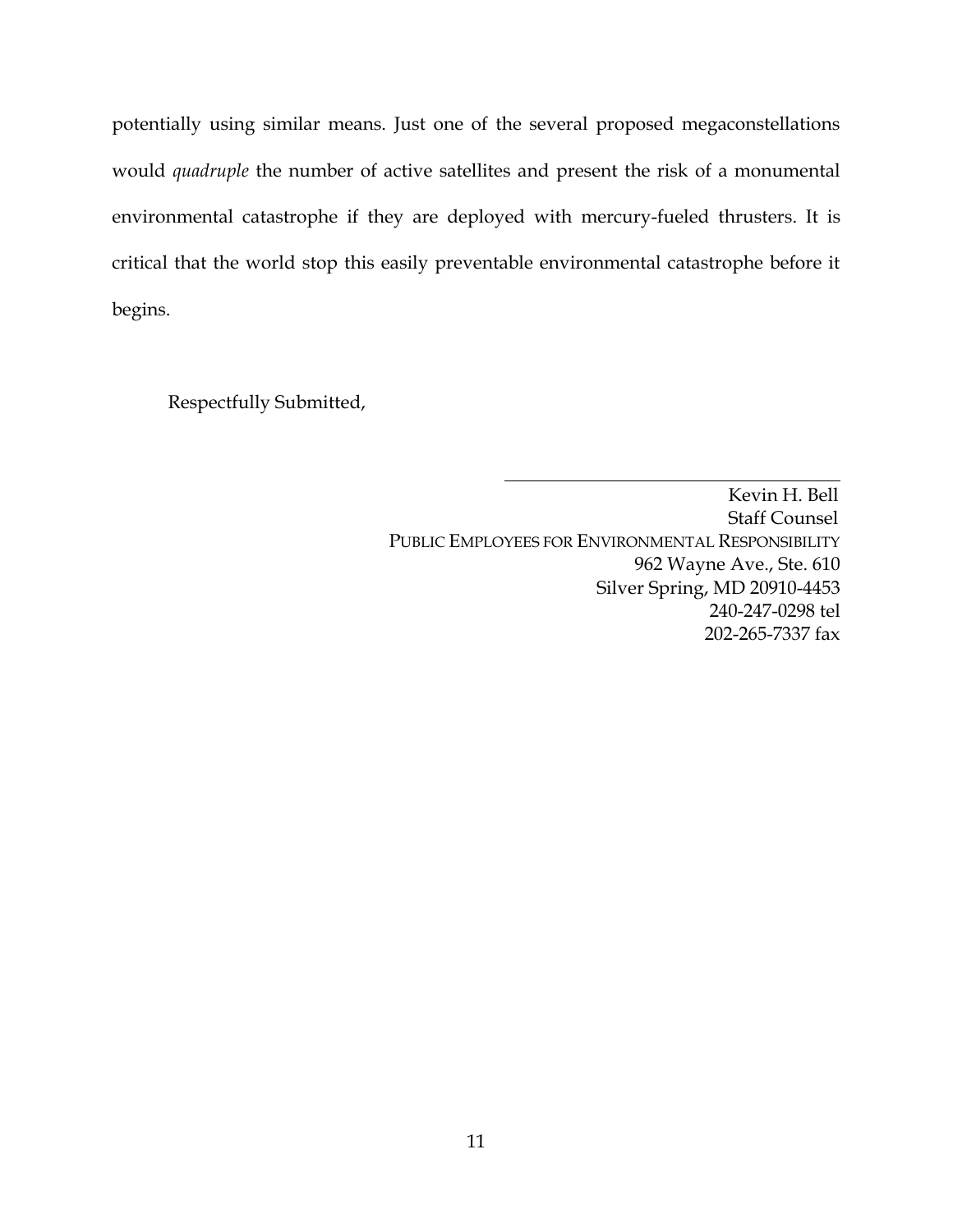potentially using similar means. Just one of the several proposed megaconstellations would *quadruple* the number of active satellites and present the risk of a monumental environmental catastrophe if they are deployed with mercury-fueled thrusters. It is critical that the world stop this easily preventable environmental catastrophe before it begins.

Respectfully Submitted,

Kevin H. Bell
Staff Counsel
PUBLIC EMPLOYEES FOR ENVIRONMENTAL RESPONSIBILITY
962 Wayne Ave., Ste. 610
Silver Spring, MD 20910-4453
240-247-0298 tel
202-265-7337 fax